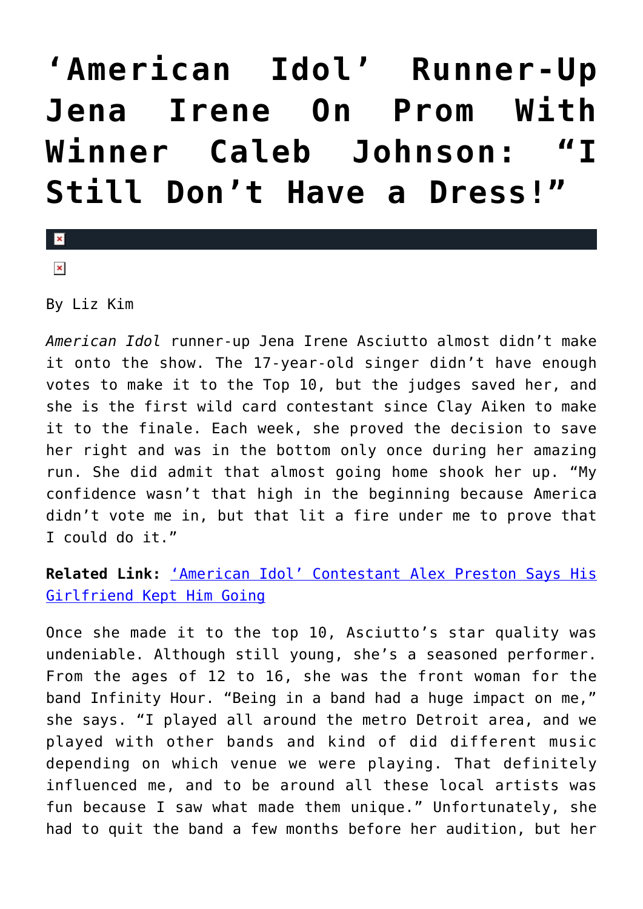# 'American Idol' Runner-Up Jena Irene On Prom With Winner Caleb Johnson: "I Still Don't Have a Dress!"

By Liz Kim

*American Idol* runner-up Jena Irene Asciutto almost didn't make it onto the show. The 17-year-old singer didn't have enough votes to make it to the Top 10, but the judges saved her, and she is the first wild card contestant since Clay Aiken to make it to the finale. Each week, she proved the decision to save her right and was in the bottom only once during her amazing run. She did admit that almost going home shook her up. "My confidence wasn't that high in the beginning because America didn't vote me in, but that lit a fire under me to prove that I could do it."

**Related Link:** ['American Idol' Contestant Alex Preston Says His Girlfriend Kept Him Going]()

Once she made it to the top 10, Asciutto's star quality was undeniable. Although still young, she's a seasoned performer. From the ages of 12 to 16, she was the front woman for the band Infinity Hour. "Being in a band had a huge impact on me," she says. "I played all around the metro Detroit area, and we played with other bands and kind of did different music depending on which venue we were playing. That definitely influenced me, and to be around all these local artists was fun because I saw what made them unique." Unfortunately, she had to quit the band a few months before her audition, but her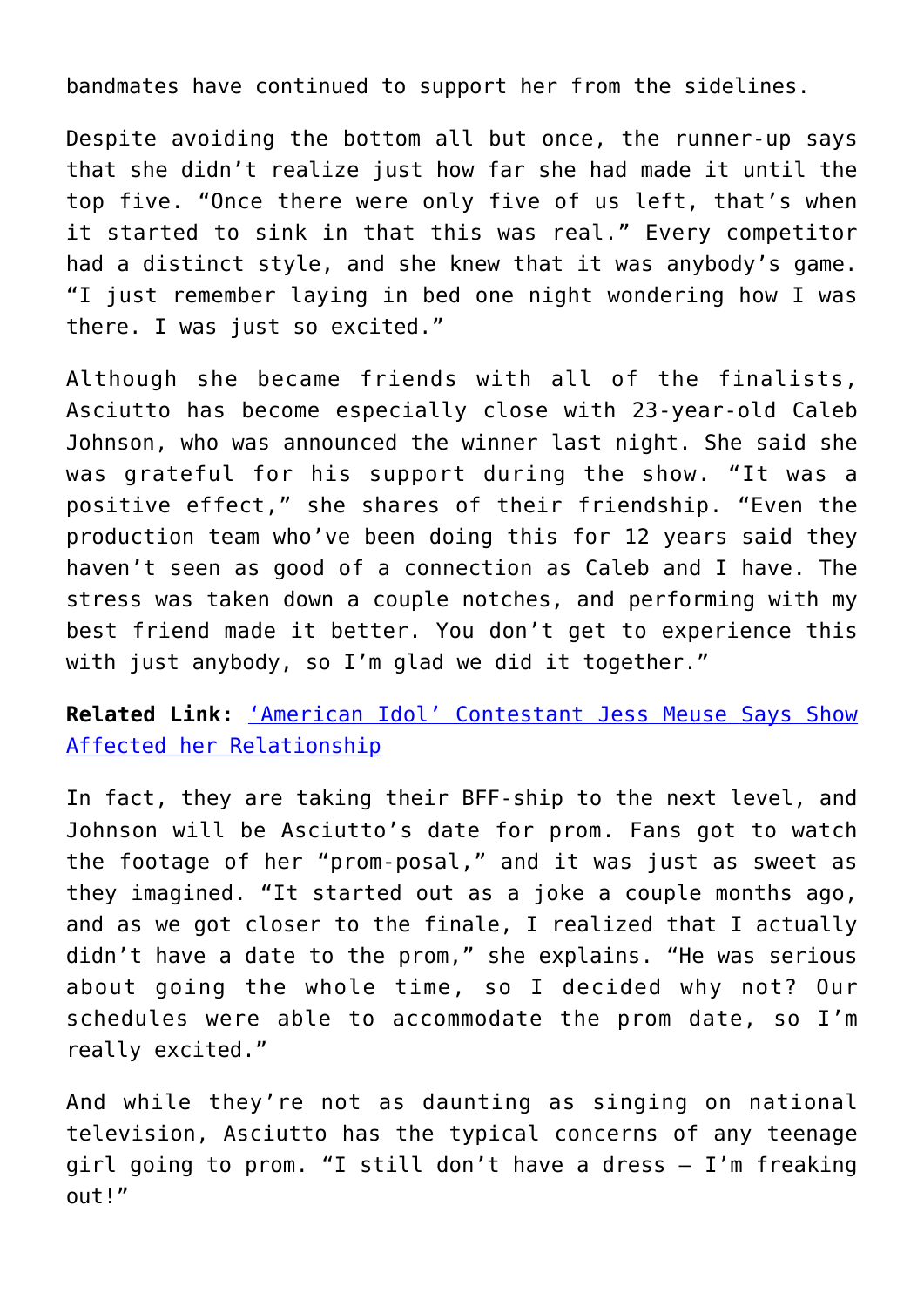bandmates have continued to support her from the sidelines.

Despite avoiding the bottom all but once, the runner-up says that she didn't realize just how far she had made it until the top five. "Once there were only five of us left, that's when it started to sink in that this was real." Every competitor had a distinct style, and she knew that it was anybody's game. "I just remember laying in bed one night wondering how I was there. I was just so excited."

Although she became friends with all of the finalists, Asciutto has become especially close with 23-year-old Caleb Johnson, who was announced the winner last night. She said she was grateful for his support during the show. "It was a positive effect," she shares of their friendship. "Even the production team who've been doing this for 12 years said they haven't seen as good of a connection as Caleb and I have. The stress was taken down a couple notches, and performing with my best friend made it better. You don't get to experience this with just anybody, so I'm glad we did it together."

**Related Link:** 'American Idol' Contestant Jess Meuse Says Show Affected her Relationship

In fact, they are taking their BFF-ship to the next level, and Johnson will be Asciutto's date for prom. Fans got to watch the footage of her "prom-posal," and it was just as sweet as they imagined. "It started out as a joke a couple months ago, and as we got closer to the finale, I realized that I actually didn't have a date to the prom," she explains. "He was serious about going the whole time, so I decided why not? Our schedules were able to accommodate the prom date, so I'm really excited."

And while they're not as daunting as singing on national television, Asciutto has the typical concerns of any teenage girl going to prom. "I still don't have a dress – I'm freaking out!"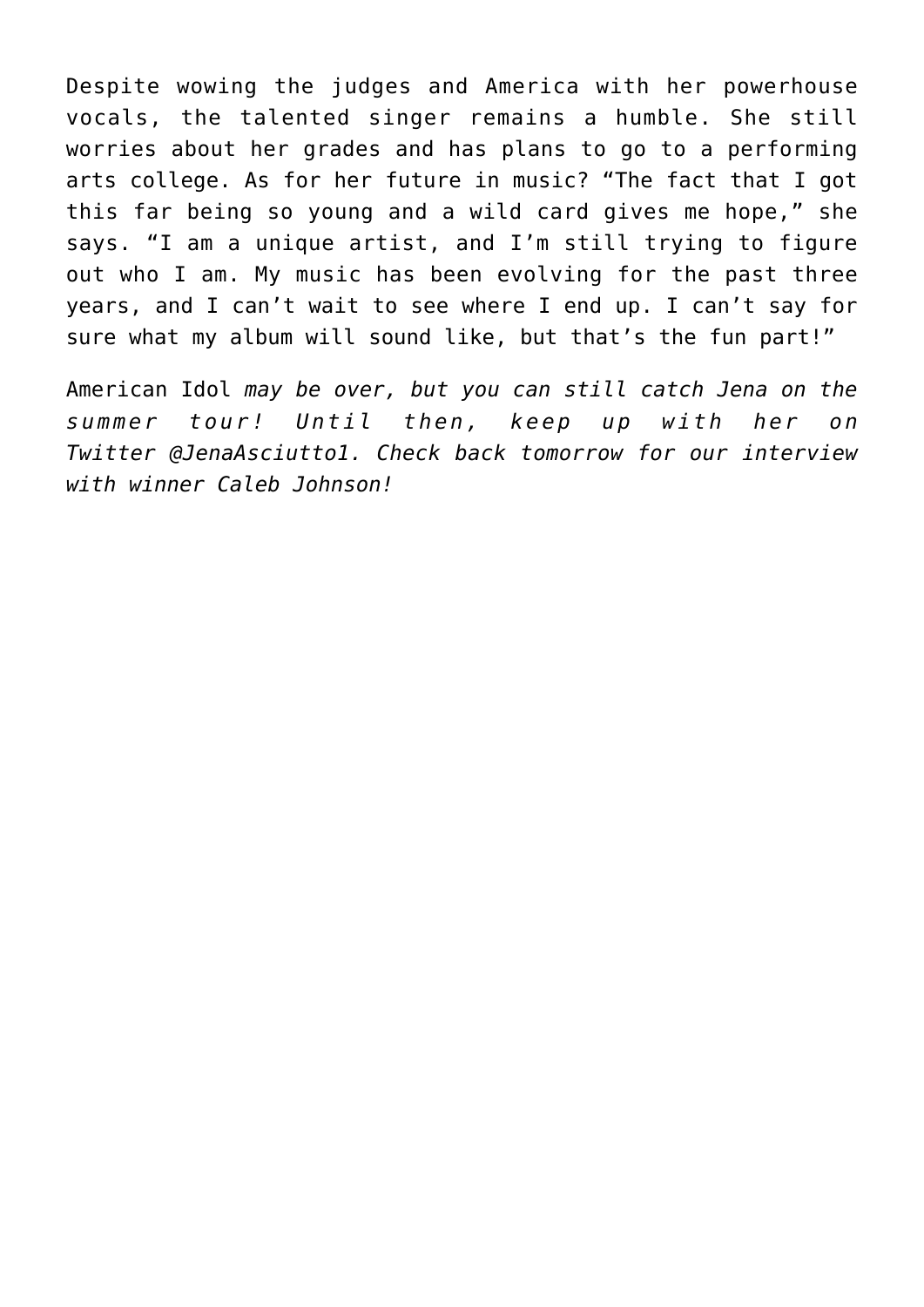Despite wowing the judges and America with her powerhouse vocals, the talented singer remains a humble. She still worries about her grades and has plans to go to a performing arts college. As for her future in music? "The fact that I got this far being so young and a wild card gives me hope," she says. "I am a unique artist, and I'm still trying to figure out who I am. My music has been evolving for the past three years, and I can't wait to see where I end up. I can't say for sure what my album will sound like, but that's the fun part!"

American Idol *may be over, but you can still catch Jena on the summer tour! Until then, keep up with her on Twitter @JenaAsciutto1. Check back tomorrow for our interview with winner Caleb Johnson!*